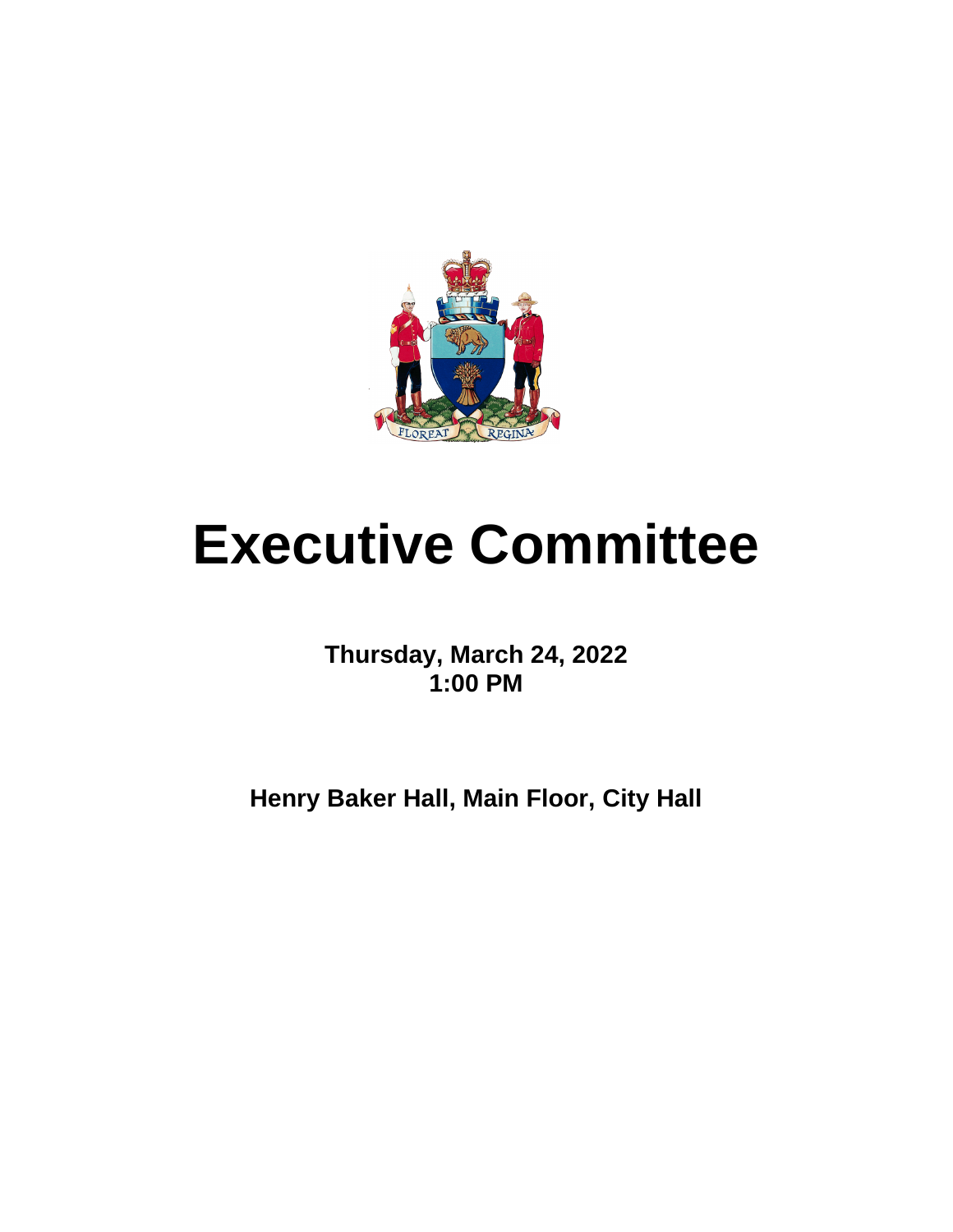# Executive Committee

**Thursday, March 24, 2022**
**1:00 PM**

**Henry Baker Hall, Main Floor, City Hall**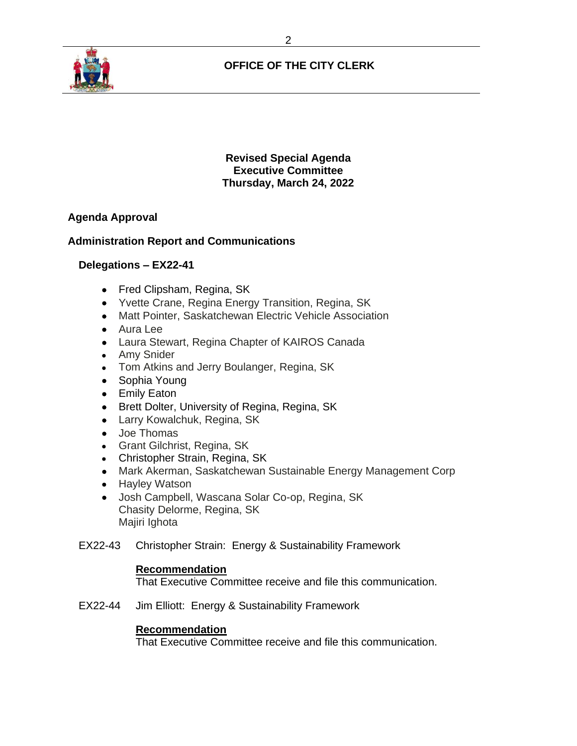**OFFICE OF THE CITY CLERK**

**Revised Special Agenda**
**Executive Committee**
**Thursday, March 24, 2022**

## Agenda Approval

## Administration Report and Communications

### Delegations – EX22-41

- Fred Clipsham, Regina, SK
- Yvette Crane, Regina Energy Transition, Regina, SK
- Matt Pointer, Saskatchewan Electric Vehicle Association
- Aura Lee
- Laura Stewart, Regina Chapter of KAIROS Canada
- Amy Snider
- Tom Atkins and Jerry Boulanger, Regina, SK
- Sophia Young
- Emily Eaton
- Brett Dolter, University of Regina, Regina, SK
- Larry Kowalchuk, Regina, SK
- Joe Thomas
- Grant Gilchrist, Regina, SK
- Christopher Strain, Regina, SK
- Mark Akerman, Saskatchewan Sustainable Energy Management Corp
- Hayley Watson
- Josh Campbell, Wascana Solar Co-op, Regina, SK
  Chasity Delorme, Regina, SK
  Majiri Ighota

EX22-43 Christopher Strain: Energy & Sustainability Framework

**Recommendation**
That Executive Committee receive and file this communication.

EX22-44 Jim Elliott: Energy & Sustainability Framework

**Recommendation**
That Executive Committee receive and file this communication.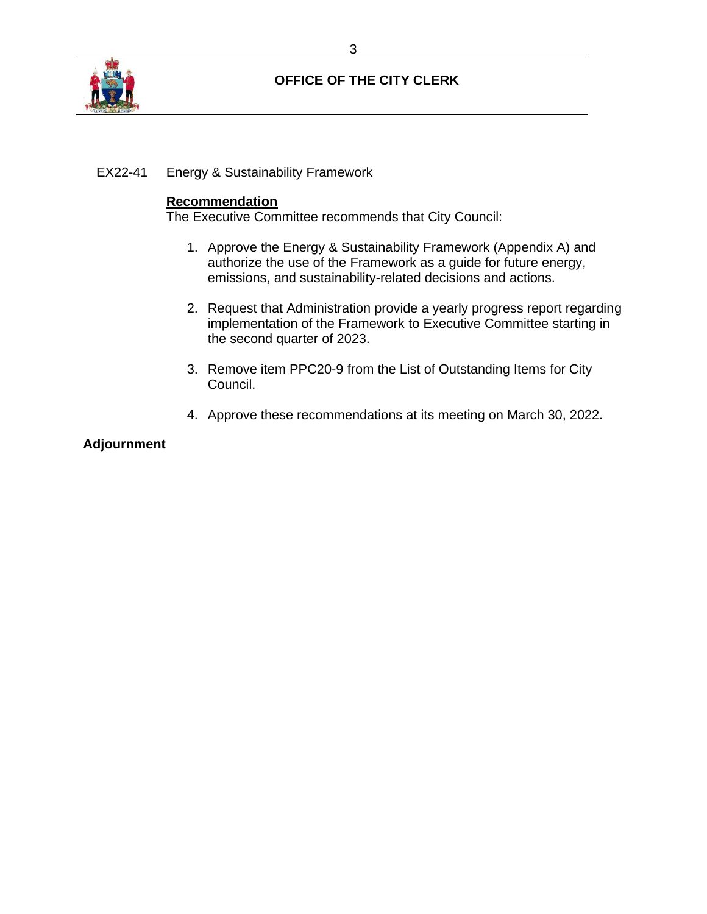**OFFICE OF THE CITY CLERK**

EX22-41 Energy & Sustainability Framework

**Recommendation**

The Executive Committee recommends that City Council:

1. Approve the Energy & Sustainability Framework (Appendix A) and authorize the use of the Framework as a guide for future energy, emissions, and sustainability-related decisions and actions.

2. Request that Administration provide a yearly progress report regarding implementation of the Framework to Executive Committee starting in the second quarter of 2023.

3. Remove item PPC20-9 from the List of Outstanding Items for City Council.

4. Approve these recommendations at its meeting on March 30, 2022.

**Adjournment**